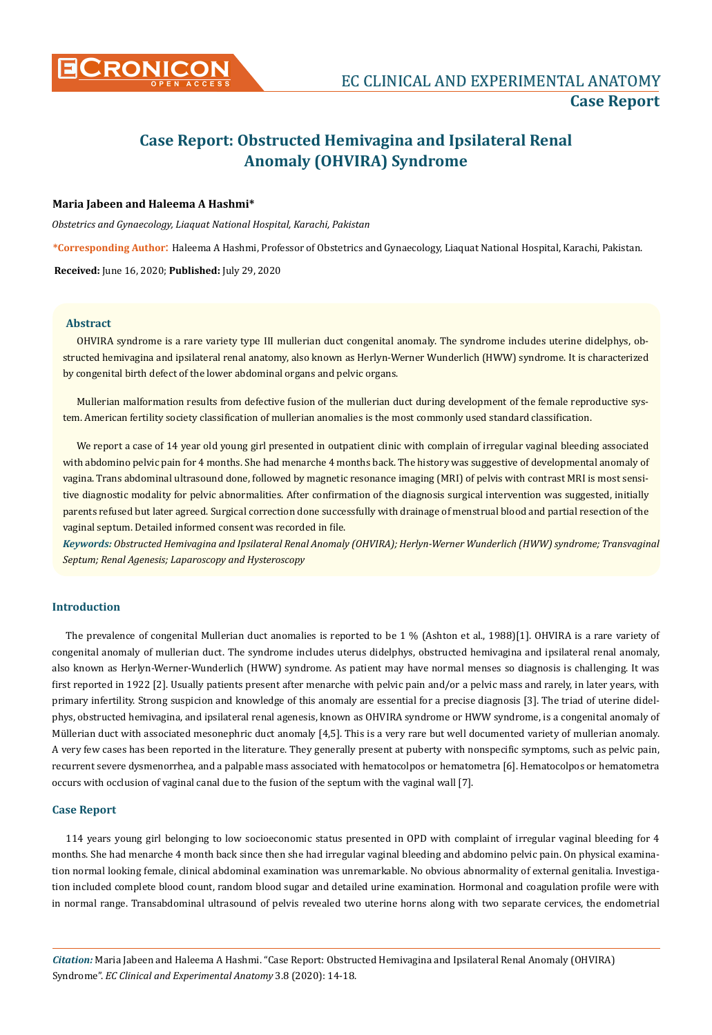# Case Report: Obstructed Hemivagina and Ipsilateral Renal Anomaly (OHVIRA) Syndrome

**Maria Jabeen and Haleema A Hashmi***

*Obstetrics and Gynaecology, Liaquat National Hospital, Karachi, Pakistan*

***Corresponding Author**: Haleema A Hashmi, Professor of Obstetrics and Gynaecology, Liaquat National Hospital, Karachi, Pakistan.

**Received:** June 16, 2020; **Published:** July 29, 2020

### Abstract

OHVIRA syndrome is a rare variety type III mullerian duct congenital anomaly. The syndrome includes uterine didelphys, obstructed hemivagina and ipsilateral renal anatomy, also known as Herlyn-Werner Wunderlich (HWW) syndrome. It is characterized by congenital birth defect of the lower abdominal organs and pelvic organs.

Mullerian malformation results from defective fusion of the mullerian duct during development of the female reproductive system. American fertility society classification of mullerian anomalies is the most commonly used standard classification.

We report a case of 14 year old young girl presented in outpatient clinic with complain of irregular vaginal bleeding associated with abdomino pelvic pain for 4 months. She had menarche 4 months back. The history was suggestive of developmental anomaly of vagina. Trans abdominal ultrasound done, followed by magnetic resonance imaging (MRI) of pelvis with contrast MRI is most sensitive diagnostic modality for pelvic abnormalities. After confirmation of the diagnosis surgical intervention was suggested, initially parents refused but later agreed. Surgical correction done successfully with drainage of menstrual blood and partial resection of the vaginal septum. Detailed informed consent was recorded in file.

***Keywords:*** *Obstructed Hemivagina and Ipsilateral Renal Anomaly (OHVIRA); Herlyn-Werner Wunderlich (HWW) syndrome; Transvaginal Septum; Renal Agenesis; Laparoscopy and Hysteroscopy*

## Introduction

The prevalence of congenital Mullerian duct anomalies is reported to be 1 % (Ashton et al., 1988)[1]. OHVIRA is a rare variety of congenital anomaly of mullerian duct. The syndrome includes uterus didelphys, obstructed hemivagina and ipsilateral renal anomaly, also known as Herlyn-Werner-Wunderlich (HWW) syndrome. As patient may have normal menses so diagnosis is challenging. It was first reported in 1922 [2]. Usually patients present after menarche with pelvic pain and/or a pelvic mass and rarely, in later years, with primary infertility. Strong suspicion and knowledge of this anomaly are essential for a precise diagnosis [3]. The triad of uterine didelphys, obstructed hemivagina, and ipsilateral renal agenesis, known as OHVIRA syndrome or HWW syndrome, is a congenital anomaly of Müllerian duct with associated mesonephric duct anomaly [4,5]. This is a very rare but well documented variety of mullerian anomaly. A very few cases has been reported in the literature. They generally present at puberty with nonspecific symptoms, such as pelvic pain, recurrent severe dysmenorrhea, and a palpable mass associated with hematocolpos or hematometra [6]. Hematocolpos or hematometra occurs with occlusion of vaginal canal due to the fusion of the septum with the vaginal wall [7].

## Case Report

114 years young girl belonging to low socioeconomic status presented in OPD with complaint of irregular vaginal bleeding for 4 months. She had menarche 4 month back since then she had irregular vaginal bleeding and abdomino pelvic pain. On physical examination normal looking female, clinical abdominal examination was unremarkable. No obvious abnormality of external genitalia. Investigation included complete blood count, random blood sugar and detailed urine examination. Hormonal and coagulation profile were with in normal range. Transabdominal ultrasound of pelvis revealed two uterine horns along with two separate cervices, the endometrial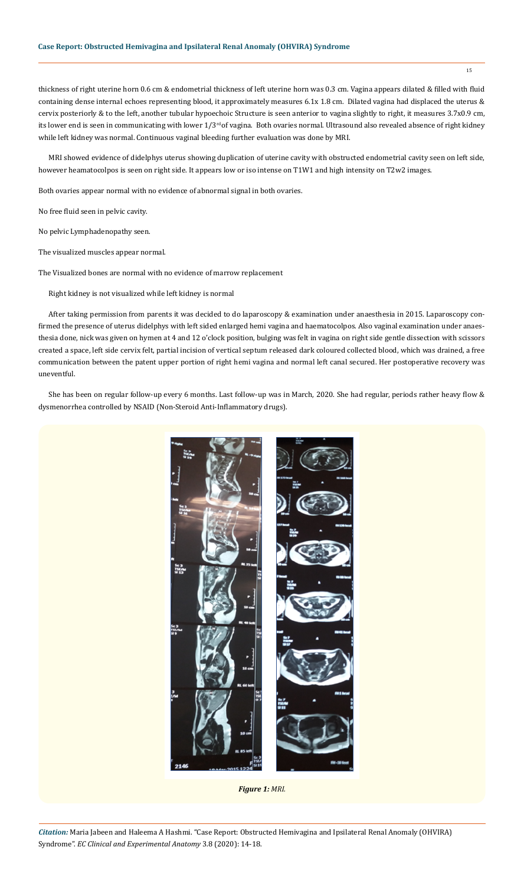thickness of right uterine horn 0.6 cm & endometrial thickness of left uterine horn was 0.3 cm. Vagina appears dilated & filled with fluid containing dense internal echoes representing blood, it approximately measures 6.1x 1.8 cm. Dilated vagina had displaced the uterus & cervix posteriorly & to the left, another tubular hypoechoic Structure is seen anterior to vagina slightly to right, it measures 3.7x0.9 cm, its lower end is seen in communicating with lower 1/3rd of vagina. Both ovaries normal. Ultrasound also revealed absence of right kidney while left kidney was normal. Continuous vaginal bleeding further evaluation was done by MRI.

MRI showed evidence of didelphys uterus showing duplication of uterine cavity with obstructed endometrial cavity seen on left side, however heamatocolpos is seen on right side. It appears low or iso intense on T1W1 and high intensity on T2w2 images.

Both ovaries appear normal with no evidence of abnormal signal in both ovaries.

No free fluid seen in pelvic cavity.

No pelvic Lymphadenopathy seen.

The visualized muscles appear normal.

The Visualized bones are normal with no evidence of marrow replacement

Right kidney is not visualized while left kidney is normal

After taking permission from parents it was decided to do laparoscopy & examination under anaesthesia in 2015. Laparoscopy confirmed the presence of uterus didelphys with left sided enlarged hemi vagina and haematocolpos. Also vaginal examination under anaesthesia done, nick was given on hymen at 4 and 12 o'clock position, bulging was felt in vagina on right side gentle dissection with scissors created a space, left side cervix felt, partial incision of vertical septum released dark coloured collected blood, which was drained, a free communication between the patent upper portion of right hemi vagina and normal left canal secured. Her postoperative recovery was uneventful.

She has been on regular follow-up every 6 months. Last follow-up was in March, 2020. She had regular, periods rather heavy flow & dysmenorrhea controlled by NSAID (Non-Steroid Anti-Inflammatory drugs).

*Figure 1: MRI.*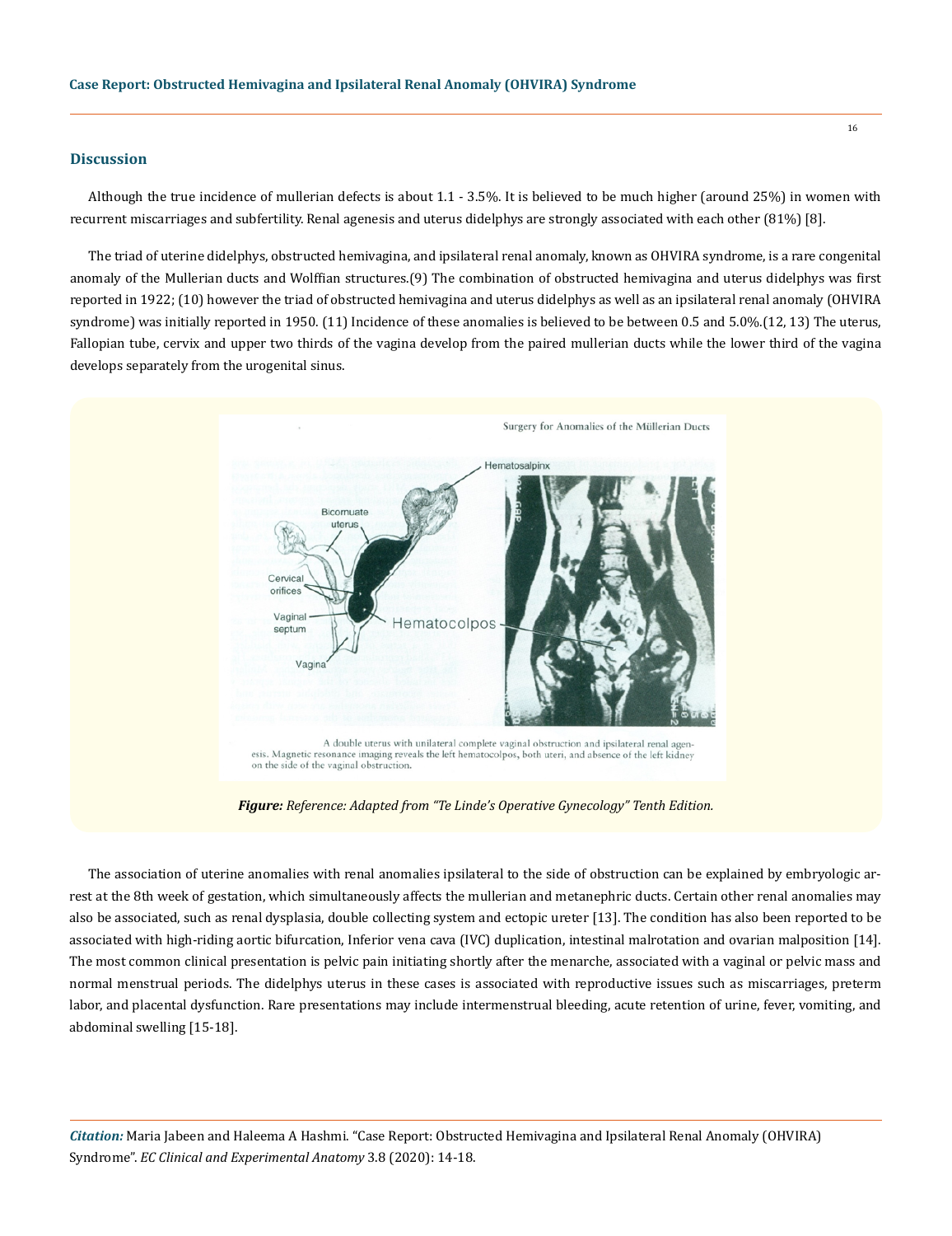## Discussion

Although the true incidence of mullerian defects is about 1.1 - 3.5%. It is believed to be much higher (around 25%) in women with recurrent miscarriages and subfertility. Renal agenesis and uterus didelphys are strongly associated with each other (81%) [8].

The triad of uterine didelphys, obstructed hemivagina, and ipsilateral renal anomaly, known as OHVIRA syndrome, is a rare congenital anomaly of the Mullerian ducts and Wolffian structures.(9) The combination of obstructed hemivagina and uterus didelphys was first reported in 1922; (10) however the triad of obstructed hemivagina and uterus didelphys as well as an ipsilateral renal anomaly (OHVIRA syndrome) was initially reported in 1950. (11) Incidence of these anomalies is believed to be between 0.5 and 5.0%.(12, 13) The uterus, Fallopian tube, cervix and upper two thirds of the vagina develop from the paired mullerian ducts while the lower third of the vagina develops separately from the urogenital sinus.

A double uterus with unilateral complete vaginal obstruction and ipsilateral renal agenesis. Magnetic resonance imaging reveals the left hematocolpos, both uteri, and absence of the left kidney on the side of the vaginal obstruction.

***Figure:** Reference: Adapted from "Te Linde's Operative Gynecology" Tenth Edition.*

The association of uterine anomalies with renal anomalies ipsilateral to the side of obstruction can be explained by embryologic arrest at the 8th week of gestation, which simultaneously affects the mullerian and metanephric ducts. Certain other renal anomalies may also be associated, such as renal dysplasia, double collecting system and ectopic ureter [13]. The condition has also been reported to be associated with high-riding aortic bifurcation, Inferior vena cava (IVC) duplication, intestinal malrotation and ovarian malposition [14]. The most common clinical presentation is pelvic pain initiating shortly after the menarche, associated with a vaginal or pelvic mass and normal menstrual periods. The didelphys uterus in these cases is associated with reproductive issues such as miscarriages, preterm labor, and placental dysfunction. Rare presentations may include intermenstrual bleeding, acute retention of urine, fever, vomiting, and abdominal swelling [15-18].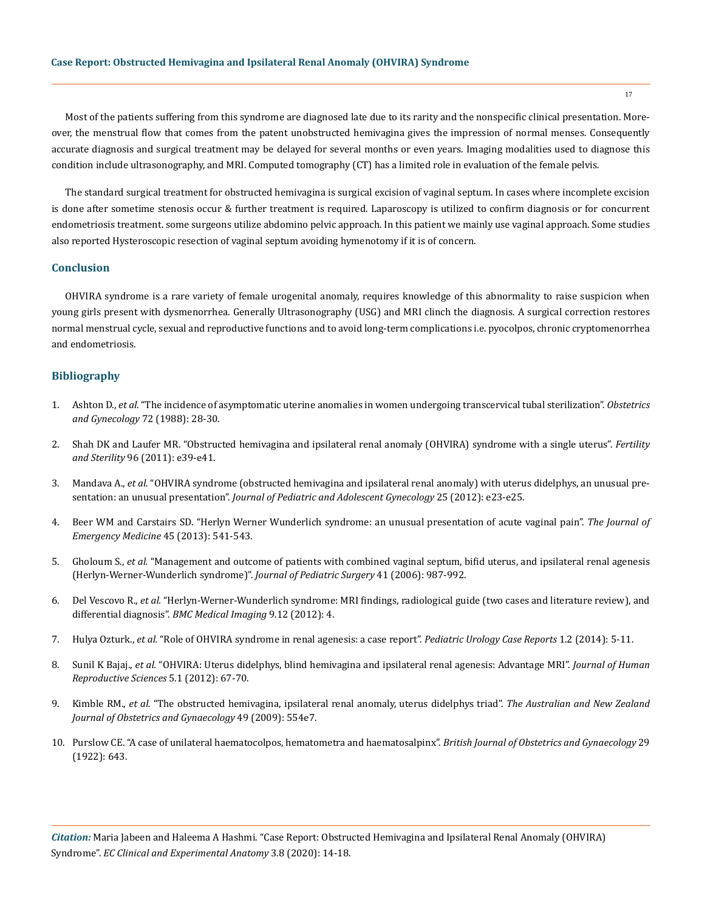Most of the patients suffering from this syndrome are diagnosed late due to its rarity and the nonspecific clinical presentation. Moreover, the menstrual flow that comes from the patent unobstructed hemivagina gives the impression of normal menses. Consequently accurate diagnosis and surgical treatment may be delayed for several months or even years. Imaging modalities used to diagnose this condition include ultrasonography, and MRI. Computed tomography (CT) has a limited role in evaluation of the female pelvis.

The standard surgical treatment for obstructed hemivagina is surgical excision of vaginal septum. In cases where incomplete excision is done after sometime stenosis occur & further treatment is required. Laparoscopy is utilized to confirm diagnosis or for concurrent endometriosis treatment. some surgeons utilize abdomino pelvic approach. In this patient we mainly use vaginal approach. Some studies also reported Hysteroscopic resection of vaginal septum avoiding hymenotomy if it is of concern.

## Conclusion

OHVIRA syndrome is a rare variety of female urogenital anomaly, requires knowledge of this abnormality to raise suspicion when young girls present with dysmenorrhea. Generally Ultrasonography (USG) and MRI clinch the diagnosis. A surgical correction restores normal menstrual cycle, sexual and reproductive functions and to avoid long-term complications i.e. pyocolpos, chronic cryptomenorrhea and endometriosis.

## Bibliography

1. Ashton D., *et al.* "The incidence of asymptomatic uterine anomalies in women undergoing transcervical tubal sterilization". *Obstetrics and Gynecology* 72 (1988): 28-30.
2. Shah DK and Laufer MR. "Obstructed hemivagina and ipsilateral renal anomaly (OHVIRA) syndrome with a single uterus". *Fertility and Sterility* 96 (2011): e39-e41.
3. Mandava A., *et al.* "OHVIRA syndrome (obstructed hemivagina and ipsilateral renal anomaly) with uterus didelphys, an unusual presentation: an unusual presentation". *Journal of Pediatric and Adolescent Gynecology* 25 (2012): e23-e25.
4. Beer WM and Carstairs SD. "Herlyn Werner Wunderlich syndrome: an unusual presentation of acute vaginal pain". *The Journal of Emergency Medicine* 45 (2013): 541-543.
5. Gholoum S., *et al.* "Management and outcome of patients with combined vaginal septum, bifid uterus, and ipsilateral renal agenesis (Herlyn-Werner-Wunderlich syndrome)". *Journal of Pediatric Surgery* 41 (2006): 987-992.
6. Del Vescovo R., *et al.* "Herlyn-Werner-Wunderlich syndrome: MRI findings, radiological guide (two cases and literature review), and differential diagnosis". *BMC Medical Imaging* 9.12 (2012): 4.
7. Hulya Ozturk., *et al.* "Role of OHVIRA syndrome in renal agenesis: a case report". *Pediatric Urology Case Reports* 1.2 (2014): 5-11.
8. Sunil K Bajaj., *et al.* "OHVIRA: Uterus didelphys, blind hemivagina and ipsilateral renal agenesis: Advantage MRI". *Journal of Human Reproductive Sciences* 5.1 (2012): 67-70.
9. Kimble RM., *et al.* "The obstructed hemivagina, ipsilateral renal anomaly, uterus didelphys triad". *The Australian and New Zealand Journal of Obstetrics and Gynaecology* 49 (2009): 554e7.
10. Purslow CE. "A case of unilateral haematocolpos, hematometra and haematosalpinx". *British Journal of Obstetrics and Gynaecology* 29 (1922): 643.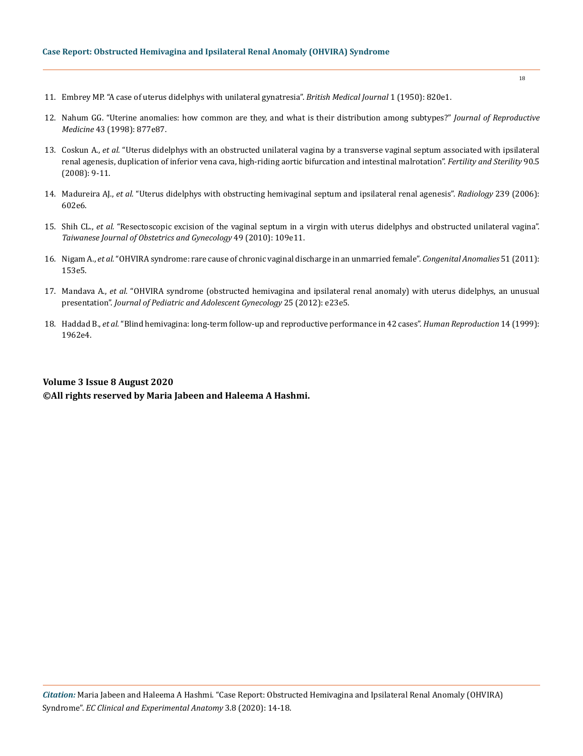11. Embrey MP. "A case of uterus didelphys with unilateral gynatresia". *British Medical Journal* 1 (1950): 820e1.
12. Nahum GG. "Uterine anomalies: how common are they, and what is their distribution among subtypes?" *Journal of Reproductive Medicine* 43 (1998): 877e87.
13. Coskun A., *et al.* "Uterus didelphys with an obstructed unilateral vagina by a transverse vaginal septum associated with ipsilateral renal agenesis, duplication of inferior vena cava, high-riding aortic bifurcation and intestinal malrotation". *Fertility and Sterility* 90.5 (2008): 9-11.
14. Madureira AJ., *et al.* "Uterus didelphys with obstructing hemivaginal septum and ipsilateral renal agenesis". *Radiology* 239 (2006): 602e6.
15. Shih CL., *et al.* "Resectoscopic excision of the vaginal septum in a virgin with uterus didelphys and obstructed unilateral vagina". *Taiwanese Journal of Obstetrics and Gynecology* 49 (2010): 109e11.
16. Nigam A., *et al.* "OHVIRA syndrome: rare cause of chronic vaginal discharge in an unmarried female". *Congenital Anomalies* 51 (2011): 153e5.
17. Mandava A., *et al.* "OHVIRA syndrome (obstructed hemivagina and ipsilateral renal anomaly) with uterus didelphys, an unusual presentation". *Journal of Pediatric and Adolescent Gynecology* 25 (2012): e23e5.
18. Haddad B., *et al.* "Blind hemivagina: long-term follow-up and reproductive performance in 42 cases". *Human Reproduction* 14 (1999): 1962e4.

**Volume 3 Issue 8 August 2020**
**©All rights reserved by Maria Jabeen and Haleema A Hashmi.**